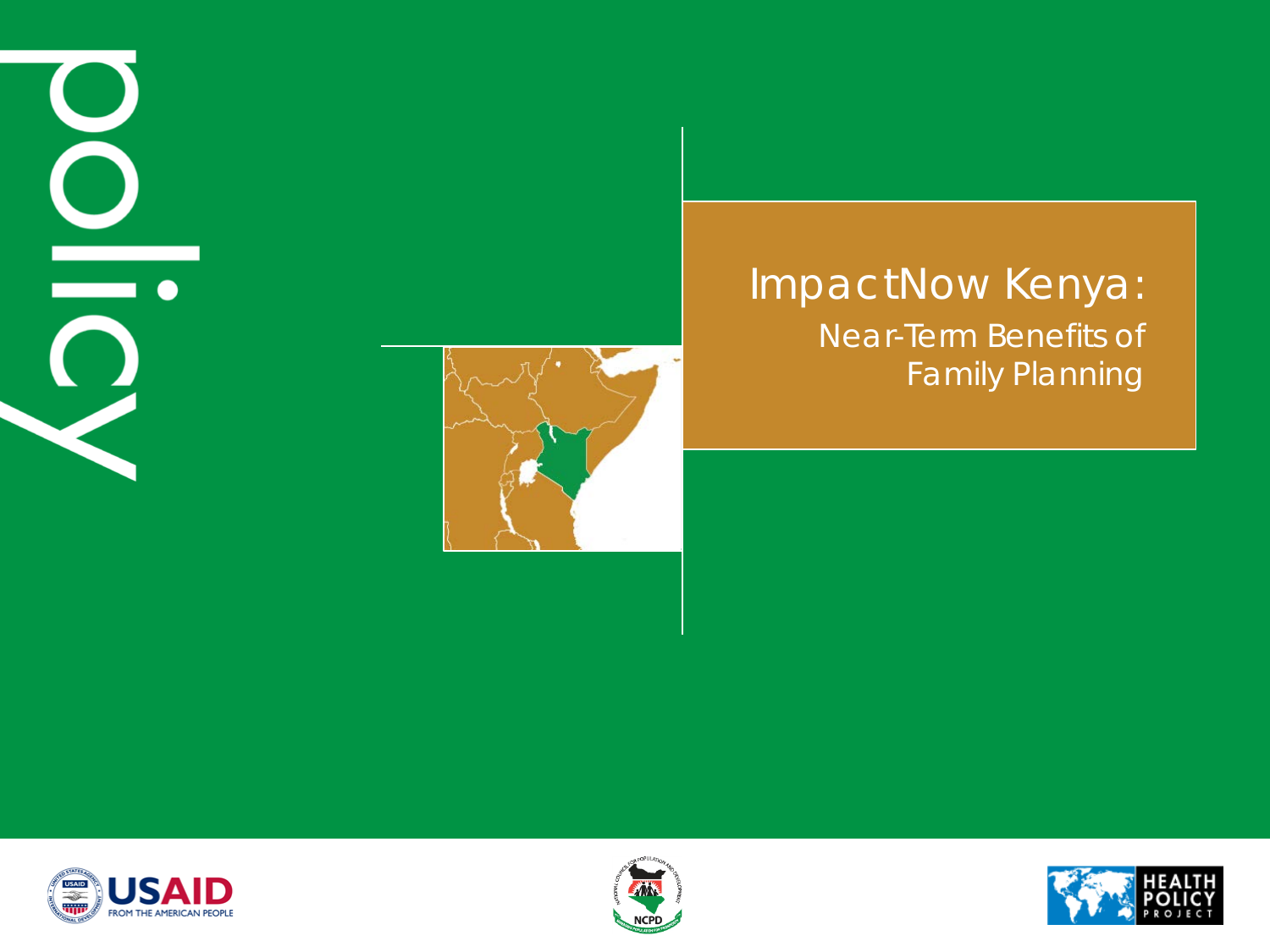policy

# ImpactNow Kenya:

## Near-Term Benefits of Family Planning

USAID FROM THE AMERICAN PEOPLE

NCPD

HEALTH POLICY PROJECT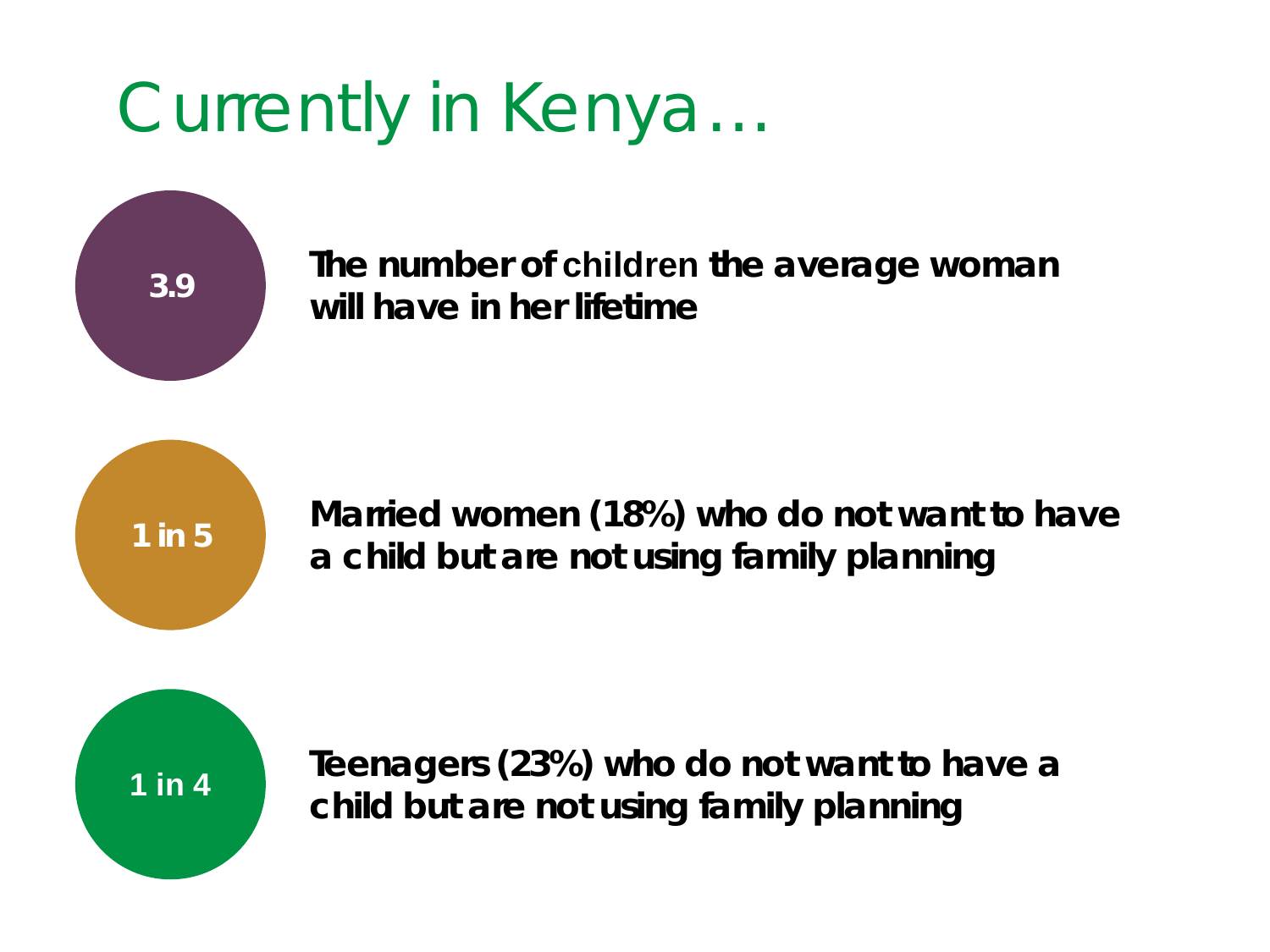# Currently in Kenya…

**3.9** — **The number of children the average woman will have in her lifetime**

**1 in 5** — **Married women (18%) who do not want to have a child but are not using family planning**

**1 in 4** — **Teenagers (23%) who do not want to have a child but are not using family planning**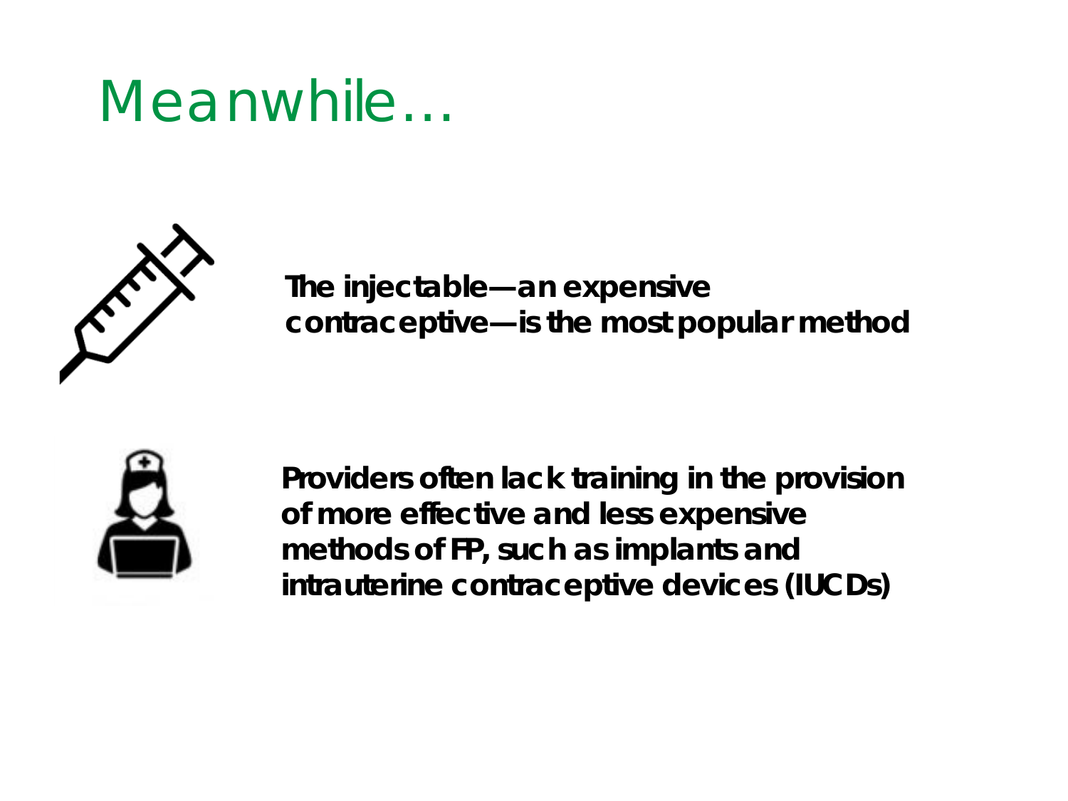# Meanwhile…

**The injectable—an expensive contraceptive—is the most popular method**

**Providers often lack training in the provision of more effective and less expensive methods of FP, such as implants and intrauterine contraceptive devices (IUCDs)**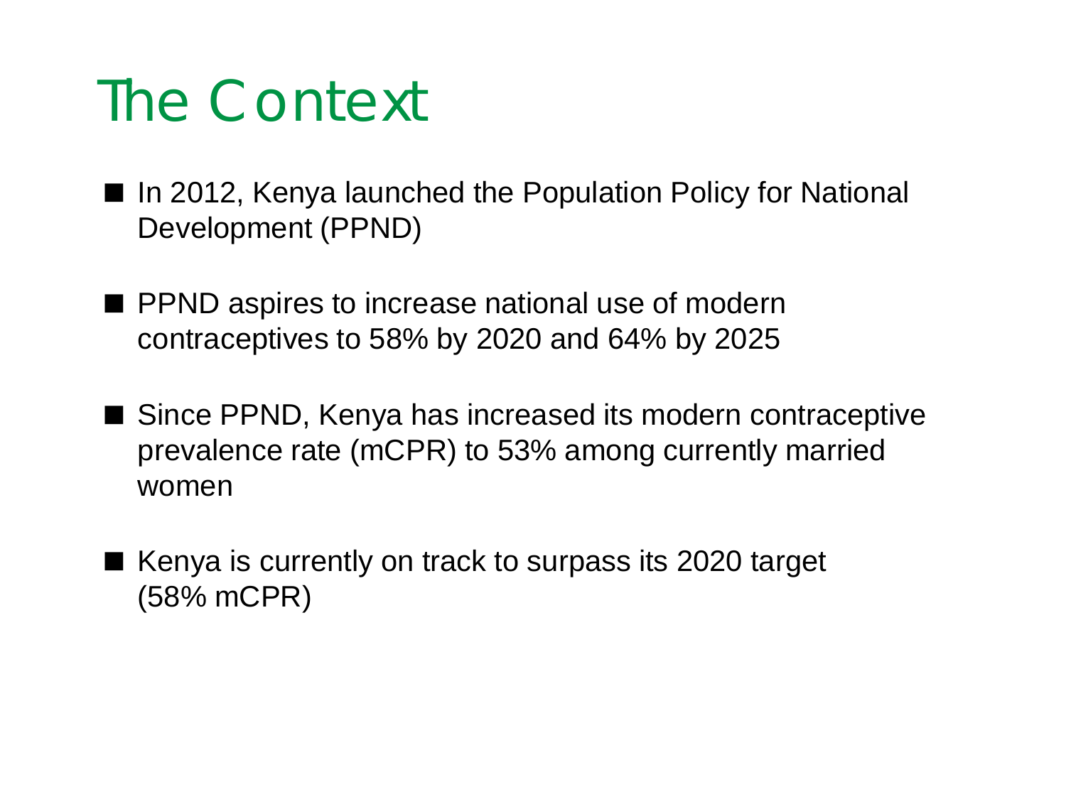# The Context

- In 2012, Kenya launched the Population Policy for National Development (PPND)
- PPND aspires to increase national use of modern contraceptives to 58% by 2020 and 64% by 2025
- Since PPND, Kenya has increased its modern contraceptive prevalence rate (mCPR) to 53% among currently married women
- Kenya is currently on track to surpass its 2020 target (58% mCPR)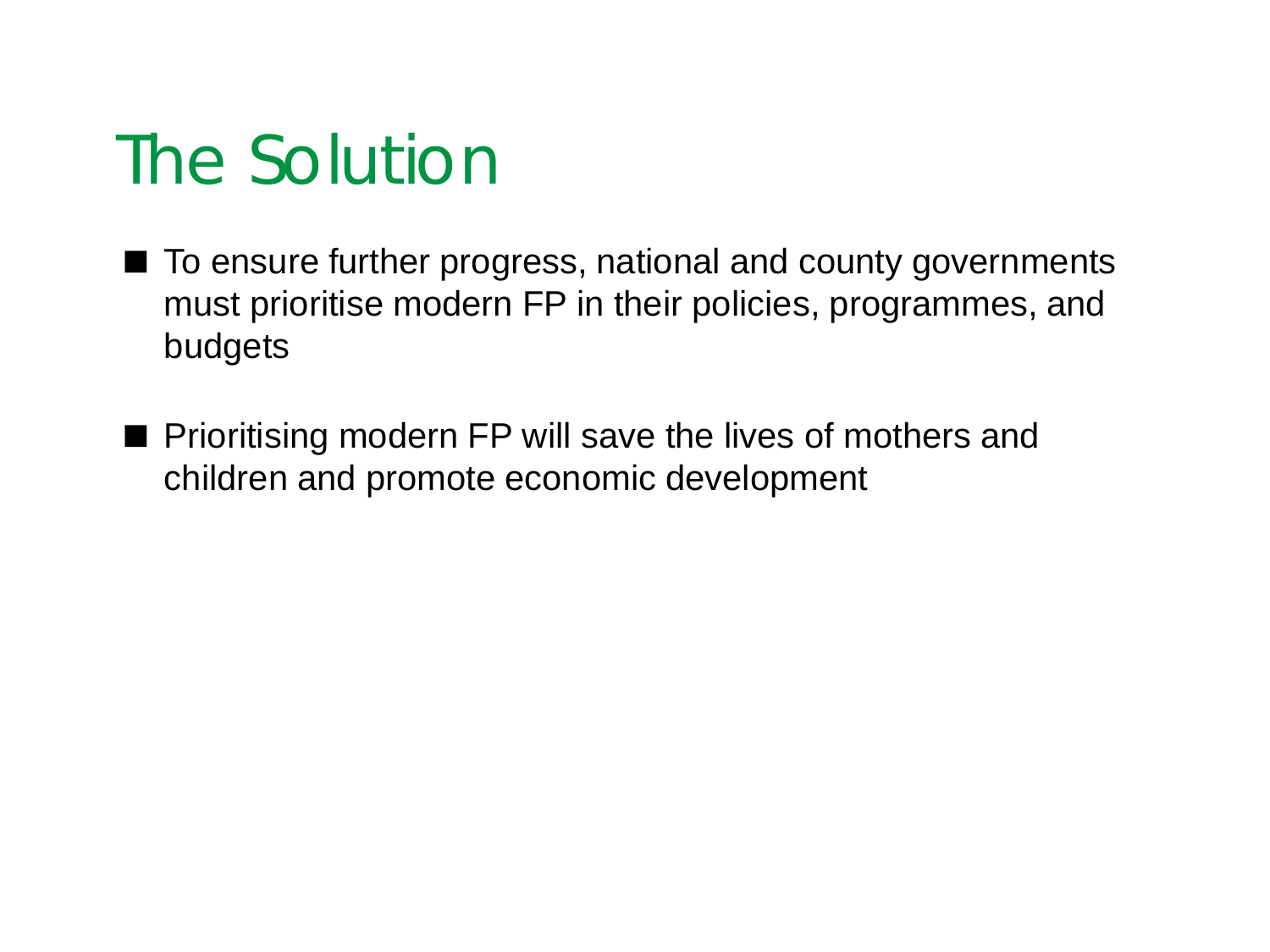# The Solution

- To ensure further progress, national and county governments must prioritise modern FP in their policies, programmes, and budgets
- Prioritising modern FP will save the lives of mothers and children and promote economic development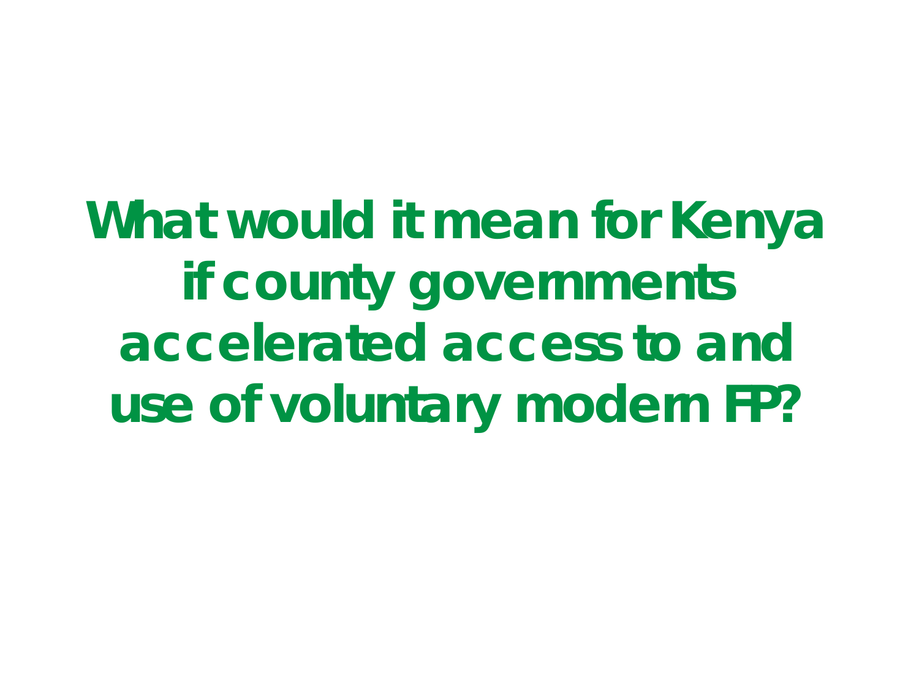# What would it mean for Kenya if county governments accelerated access to and use of voluntary modern FP?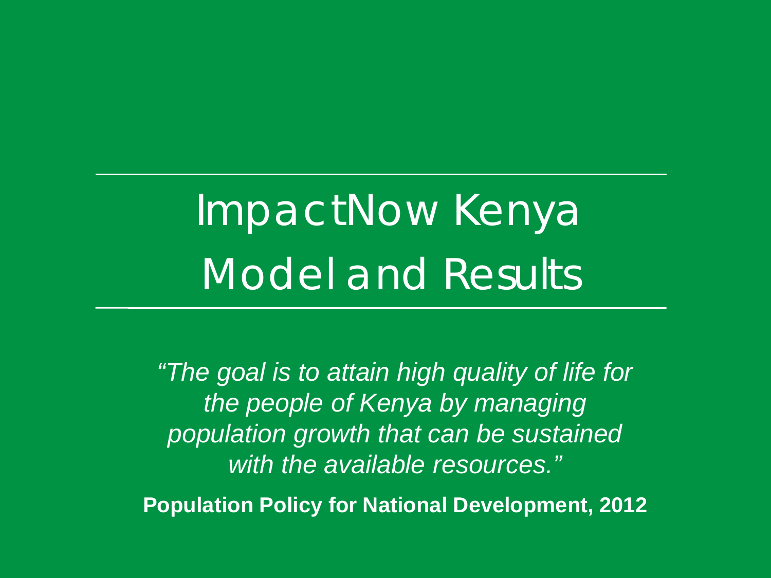# ImpactNow Kenya Model and Results

*"The goal is to attain high quality of life for the people of Kenya by managing population growth that can be sustained with the available resources."*

**Population Policy for National Development, 2012**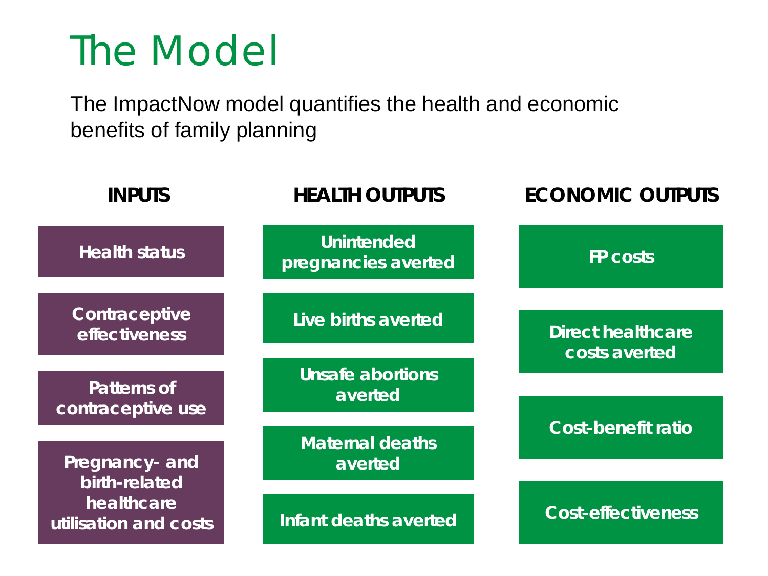# The Model

The ImpactNow model quantifies the health and economic benefits of family planning

| INPUTS | HEALTH OUTPUTS | ECONOMIC OUTPUTS |
| --- | --- | --- |
| Health status | Unintended pregnancies averted | FP costs |
| Contraceptive effectiveness | Live births averted | Direct healthcare costs averted |
| Patterns of contraceptive use | Unsafe abortions averted | Cost-benefit ratio |
| Pregnancy- and birth-related healthcare utilisation and costs | Maternal deaths averted | Cost-effectiveness |
| | Infant deaths averted | |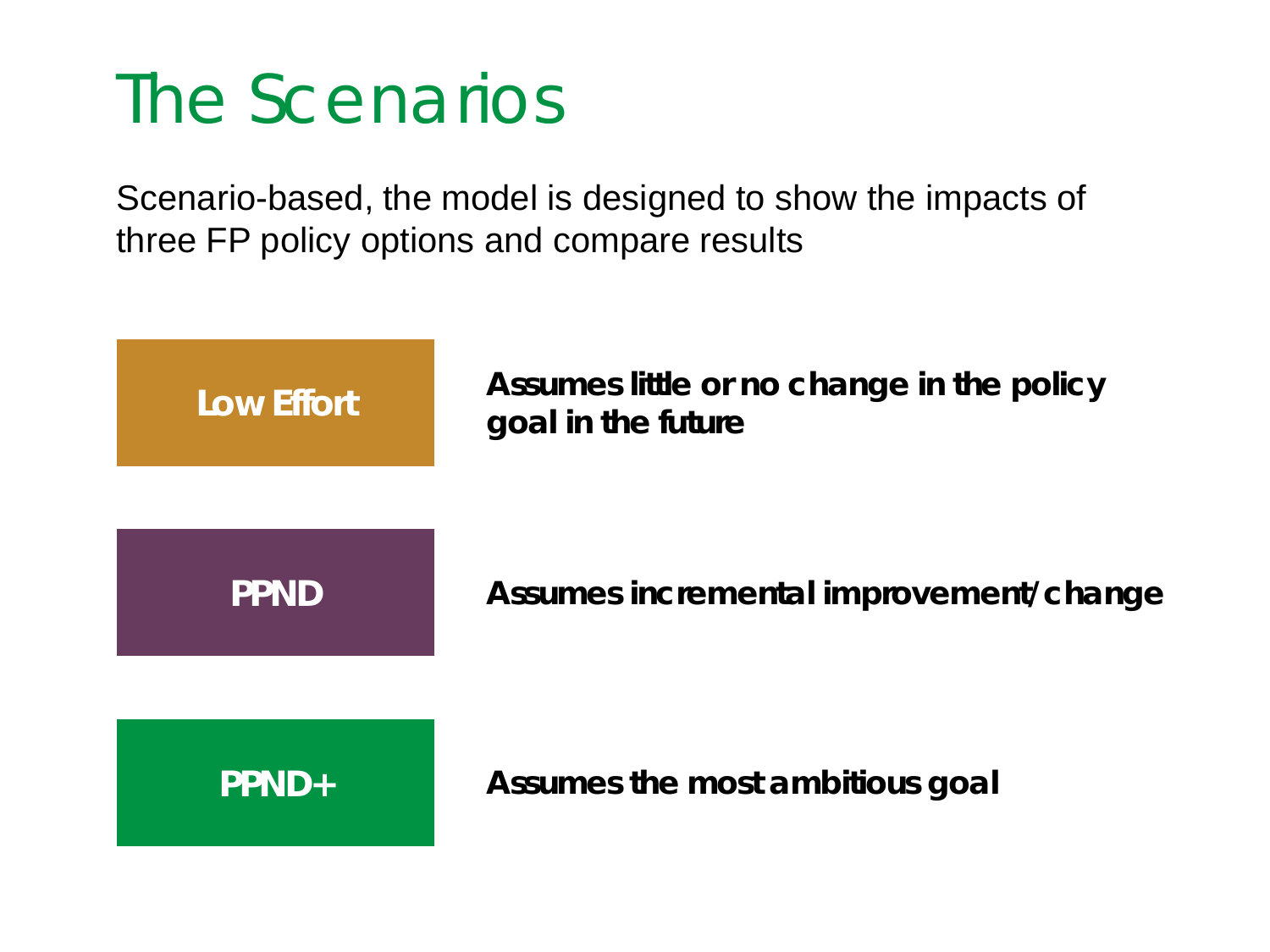# The Scenarios

Scenario-based, the model is designed to show the impacts of three FP policy options and compare results

| Scenario | Description |
| --- | --- |
| **Low Effort** | **Assumes little or no change in the policy goal in the future** |
| **PPND** | **Assumes incremental improvement/change** |
| **PPND+** | **Assumes the most ambitious goal** |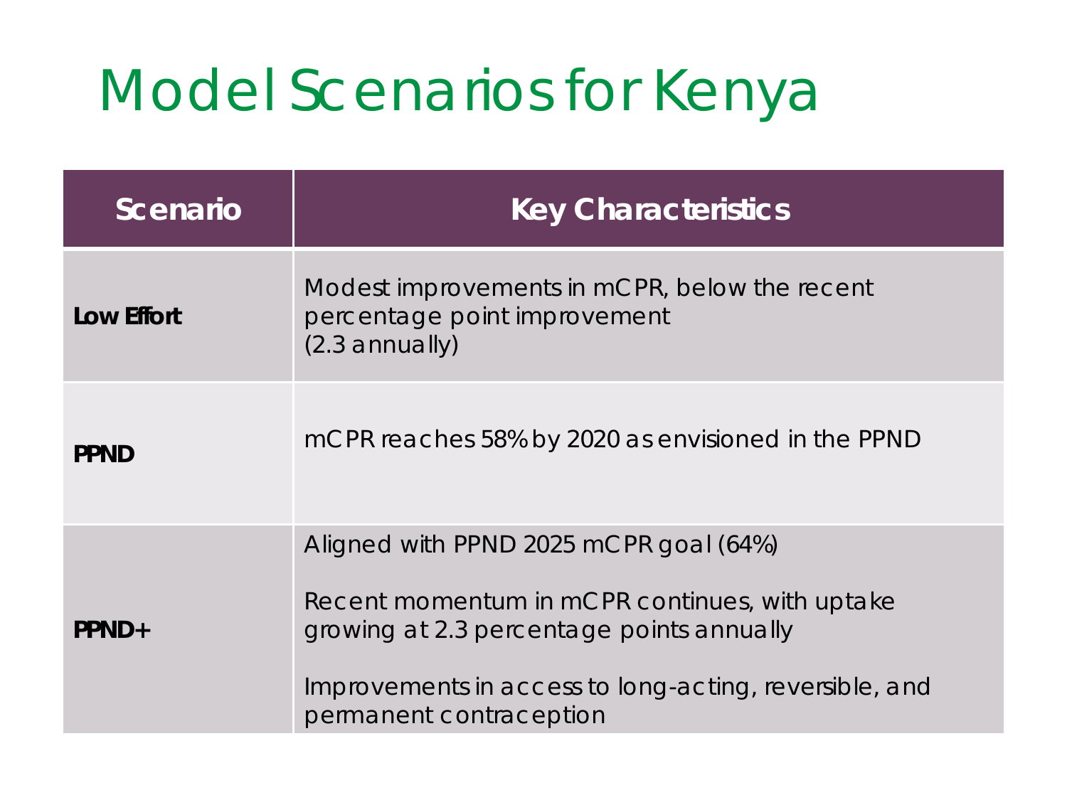# Model Scenarios for Kenya

| Scenario | Key Characteristics |
| --- | --- |
| **Low Effort** | Modest improvements in mCPR, below the recent percentage point improvement (2.3 annually) |
| **PPND** | mCPR reaches 58% by 2020 as envisioned in the PPND |
| **PPND+** | Aligned with PPND 2025 mCPR goal (64%)<br><br>Recent momentum in mCPR continues, with uptake growing at 2.3 percentage points annually<br><br>Improvements in access to long-acting, reversible, and permanent contraception |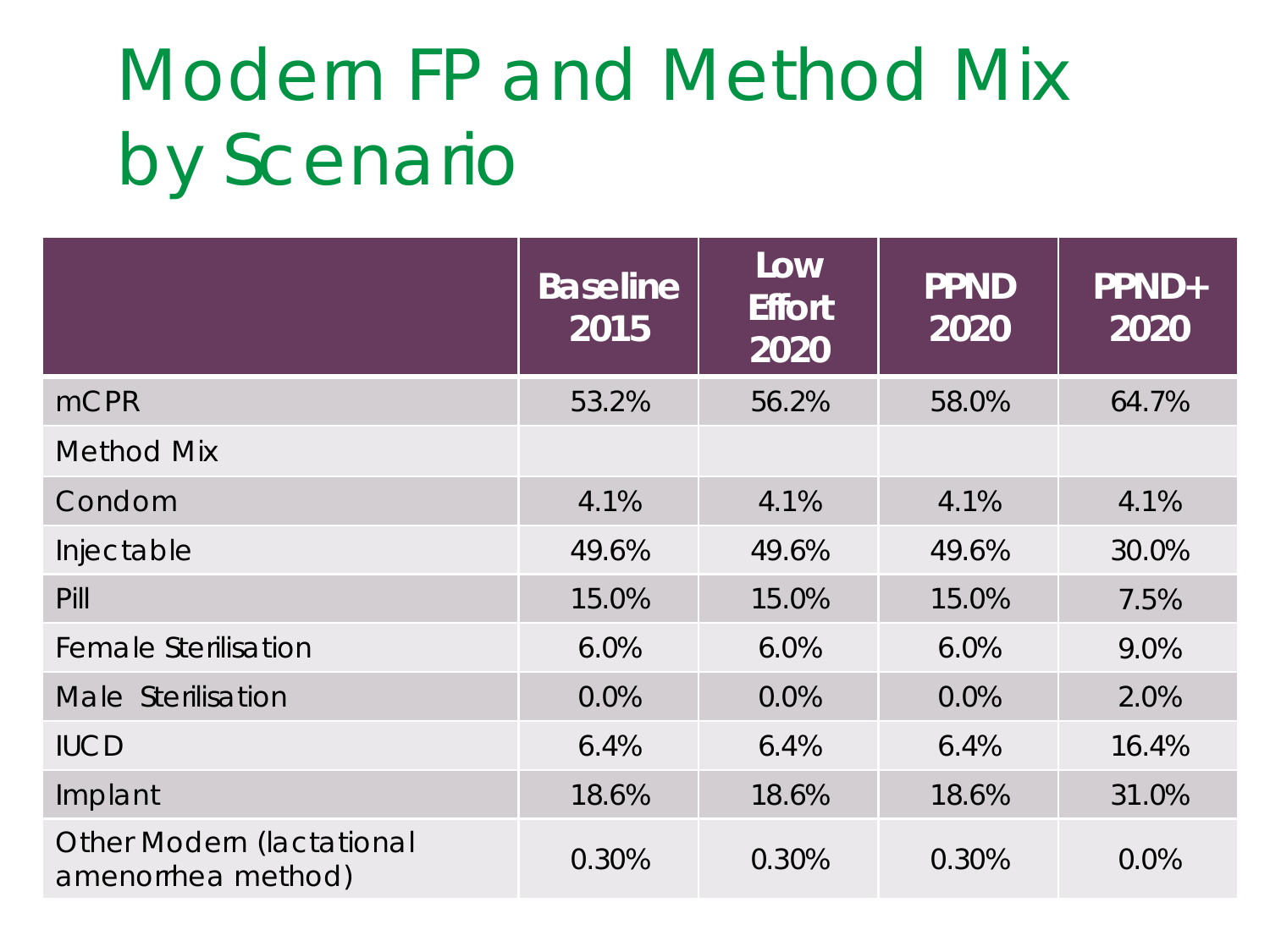# Modern FP and Method Mix by Scenario

| | Baseline 2015 | Low Effort 2020 | PPND 2020 | PPND+ 2020 |
|---|---|---|---|---|
| mCPR | 53.2% | 56.2% | 58.0% | 64.7% |
| Method Mix | | | | |
| Condom | 4.1% | 4.1% | 4.1% | 4.1% |
| Injectable | 49.6% | 49.6% | 49.6% | 30.0% |
| Pill | 15.0% | 15.0% | 15.0% | 7.5% |
| Female Sterilisation | 6.0% | 6.0% | 6.0% | 9.0% |
| Male Sterilisation | 0.0% | 0.0% | 0.0% | 2.0% |
| IUCD | 6.4% | 6.4% | 6.4% | 16.4% |
| Implant | 18.6% | 18.6% | 18.6% | 31.0% |
| Other Modern (lactational amenorrhea method) | 0.30% | 0.30% | 0.30% | 0.0% |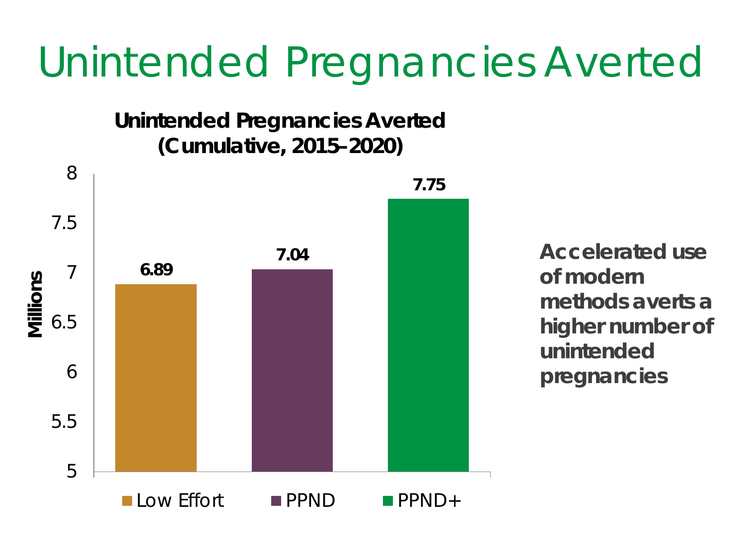# Unintended Pregnancies Averted

**Unintended Pregnancies Averted (Cumulative, 2015–2020)**

| Scenario | Millions |
|---|---|
| Low Effort | 6.89 |
| PPND | 7.04 |
| PPND+ | 7.75 |

**Accelerated use of modern methods averts a higher number of unintended pregnancies**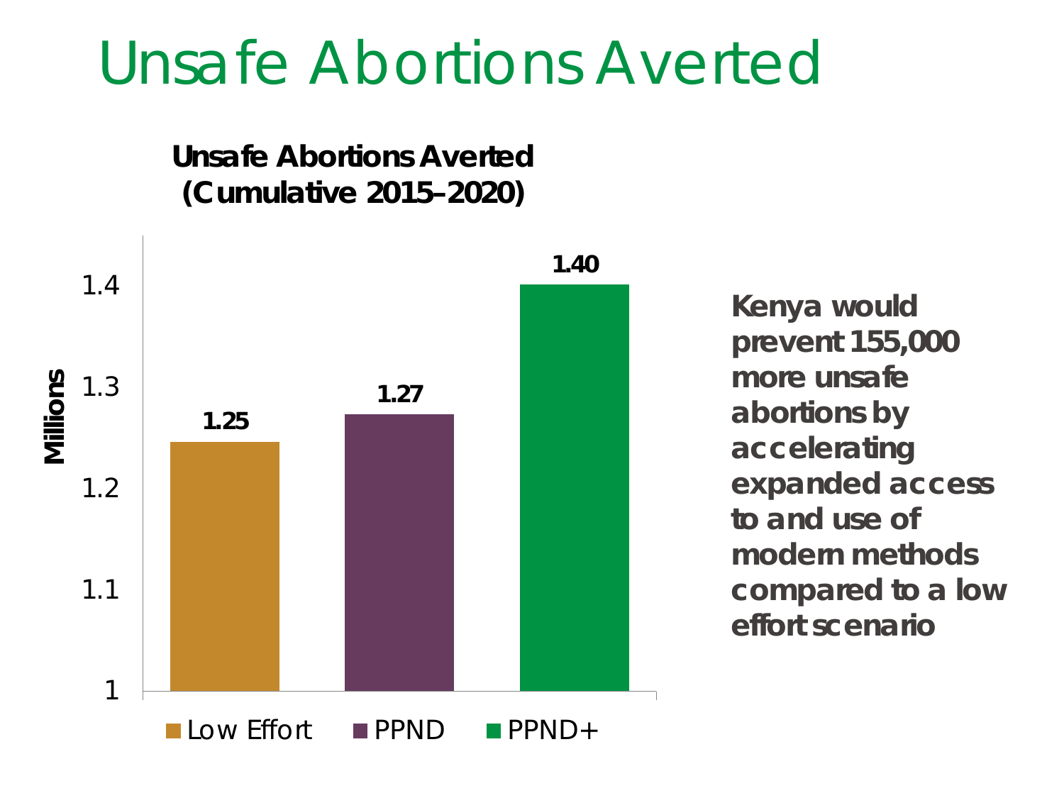# Unsafe Abortions Averted

**Unsafe Abortions Averted (Cumulative 2015–2020)**

| Scenario | Millions |
|---|---|
| Low Effort | 1.25 |
| PPND | 1.27 |
| PPND+ | 1.40 |

**Kenya would prevent 155,000 more unsafe abortions by accelerating expanded access to and use of modern methods compared to a low effort scenario**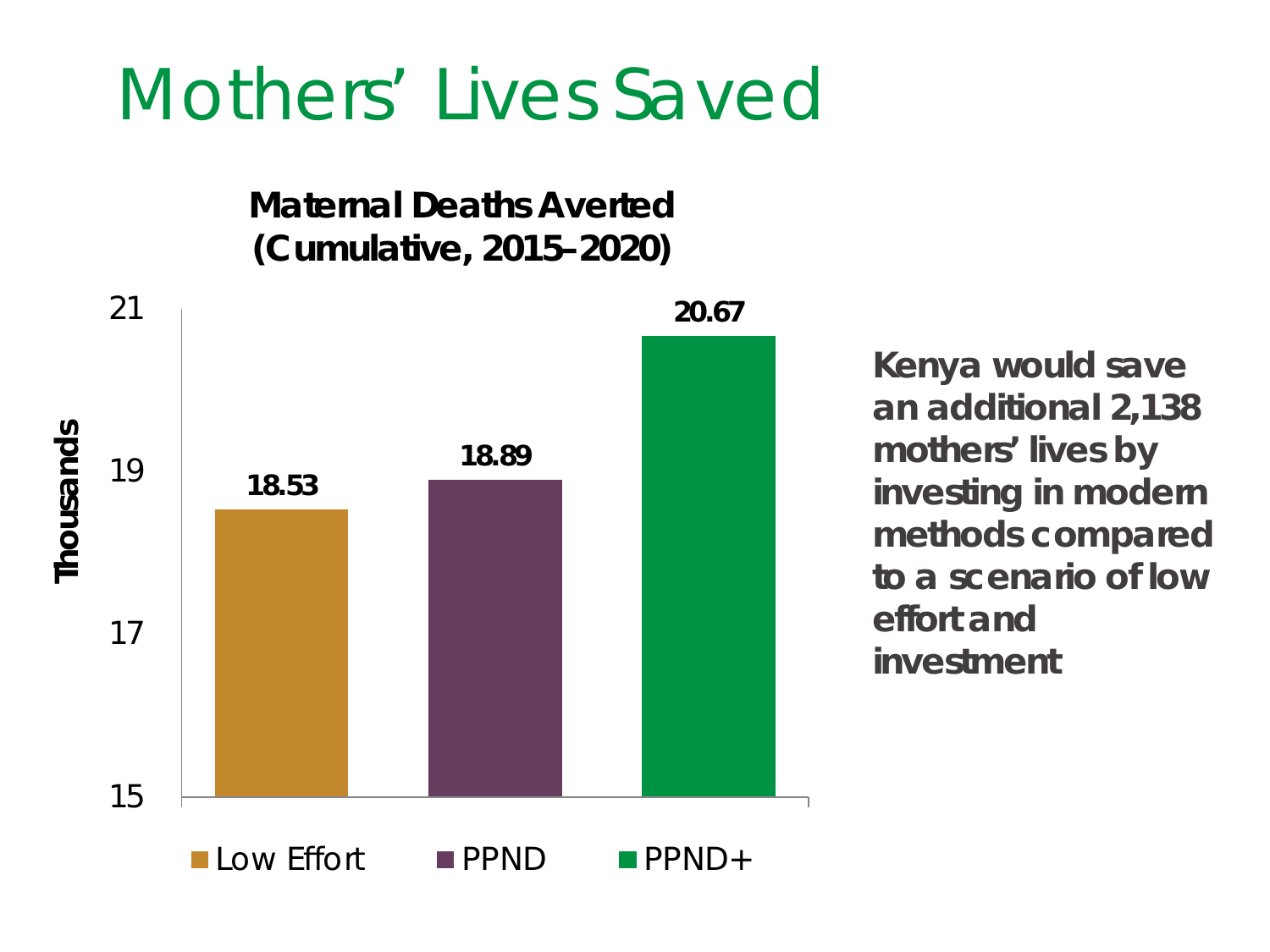# Mothers' Lives Saved

**Maternal Deaths Averted (Cumulative, 2015–2020)**

| Scenario | Thousands |
| --- | --- |
| Low Effort | 18.53 |
| PPND | 18.89 |
| PPND+ | 20.67 |

**Kenya would save an additional 2,138 mothers' lives by investing in modern methods compared to a scenario of low effort and investment**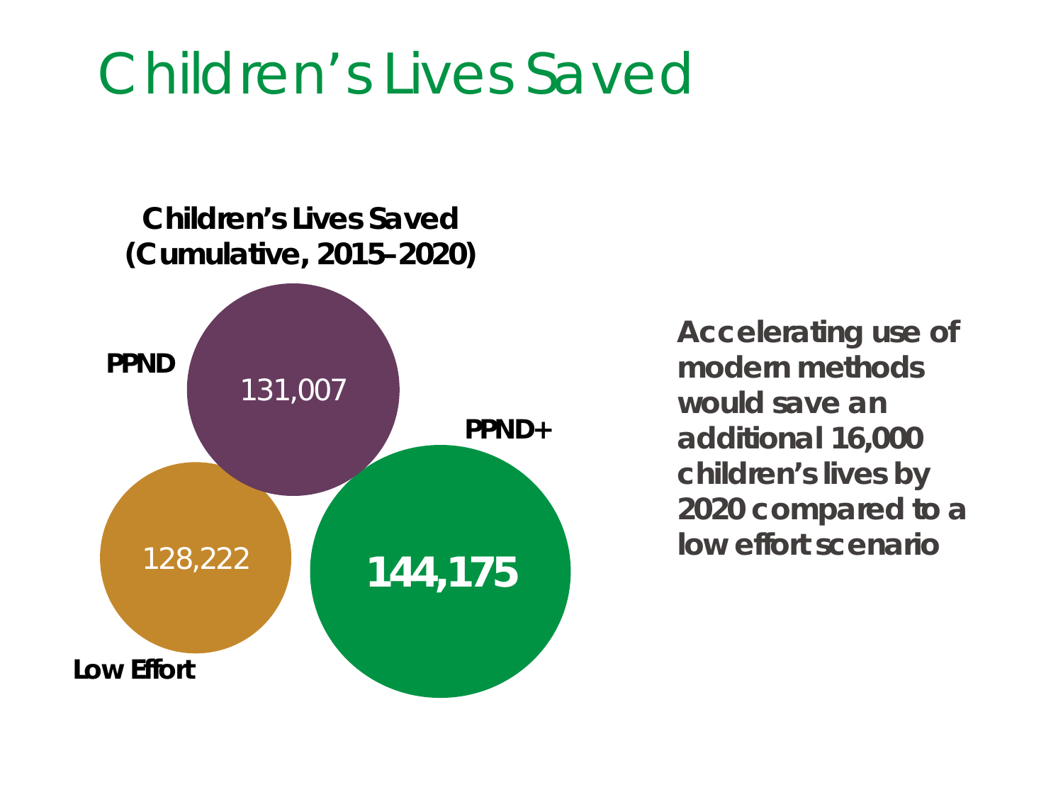# Children's Lives Saved

**Children's Lives Saved (Cumulative, 2015–2020)**

**PPND** 131,007

**PPND+** **144,175**

**Low Effort** 128,222

**Accelerating use of modern methods would save an additional 16,000 children's lives by 2020 compared to a low effort scenario**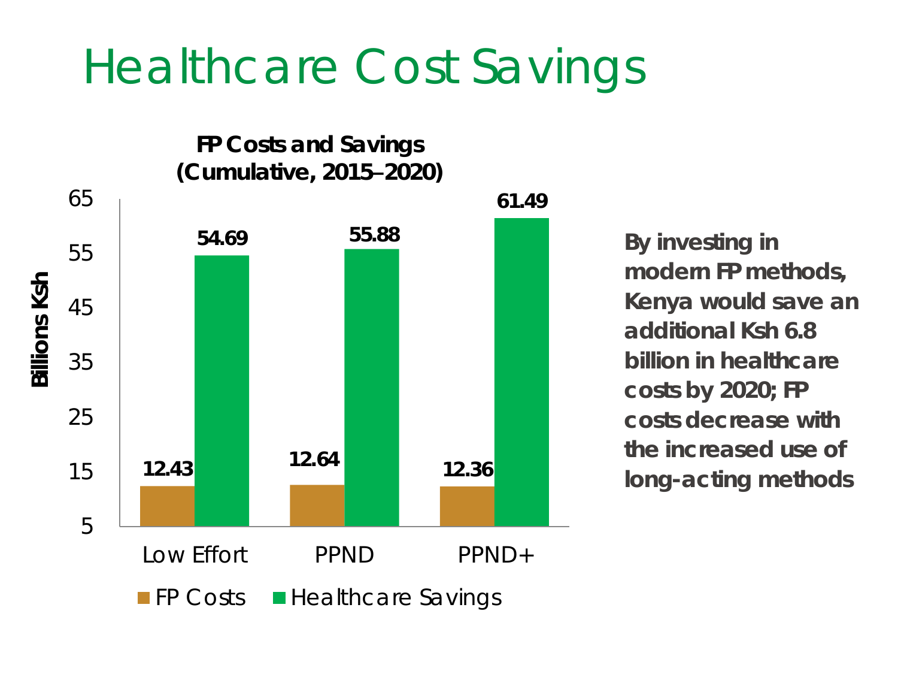# Healthcare Cost Savings

**FP Costs and Savings (Cumulative, 2015–2020)**

| | FP Costs | Healthcare Savings |
|---|---|---|
| Low Effort | 12.43 | 54.69 |
| PPND | 12.64 | 55.88 |
| PPND+ | 12.36 | 61.49 |

Billions Ksh

**By investing in modern FP methods, Kenya would save an additional Ksh 6.8 billion in healthcare costs by 2020; FP costs decrease with the increased use of long-acting methods**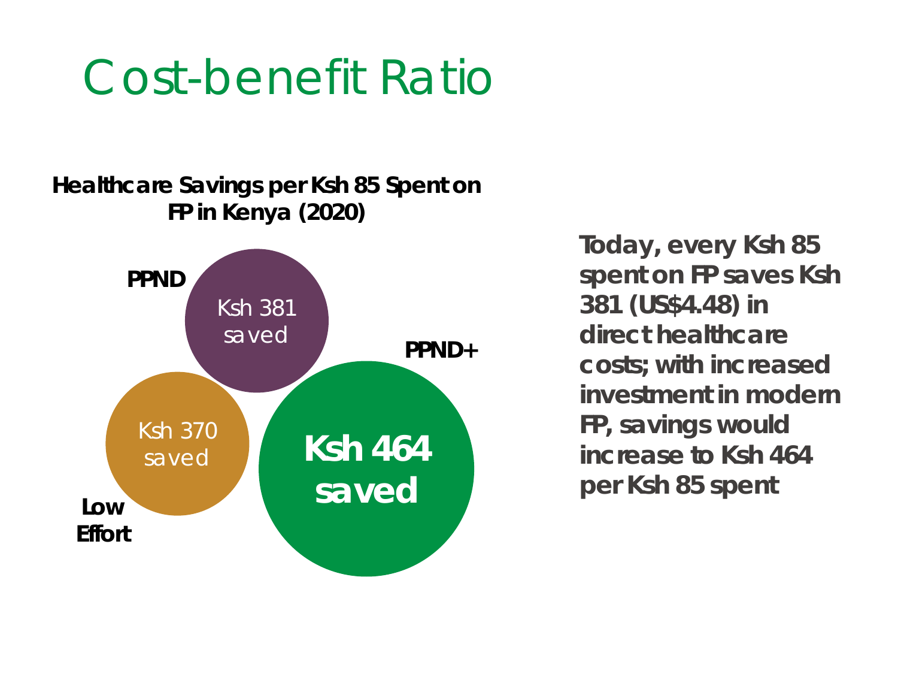# Cost-benefit Ratio

**Healthcare Savings per Ksh 85 Spent on FP in Kenya (2020)**

**PPND**

Ksh 381 saved

**PPND+**

**Ksh 464 saved**

**Low Effort**

Ksh 370 saved

**Today, every Ksh 85 spent on FP saves Ksh 381 (US$4.48) in direct healthcare costs; with increased investment in modern FP, savings would increase to Ksh 464 per Ksh 85 spent**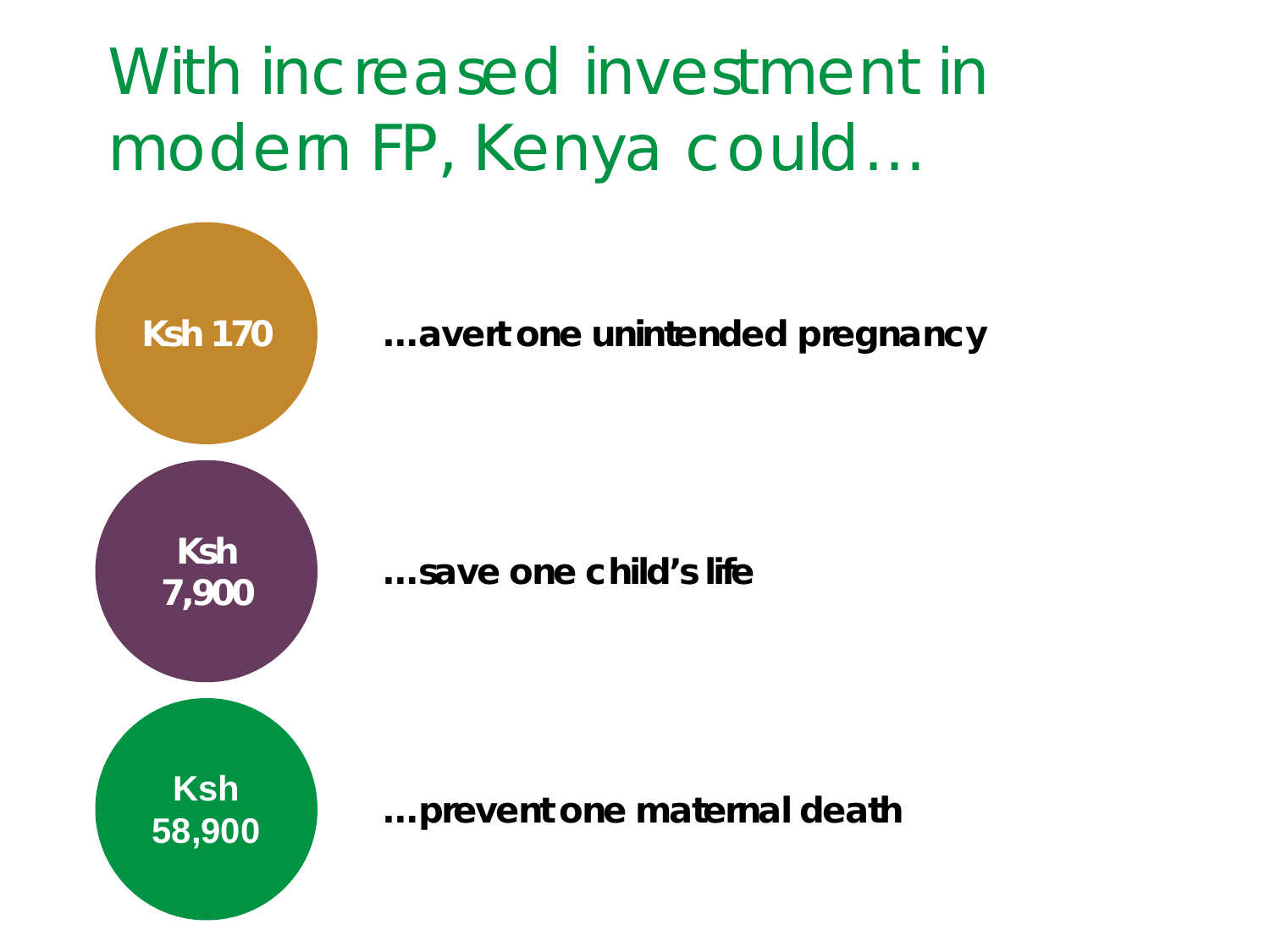# With increased investment in modern FP, Kenya could…

**Ksh 170** **…avert one unintended pregnancy**

**Ksh 7,900** **…save one child's life**

**Ksh 58,900** **…prevent one maternal death**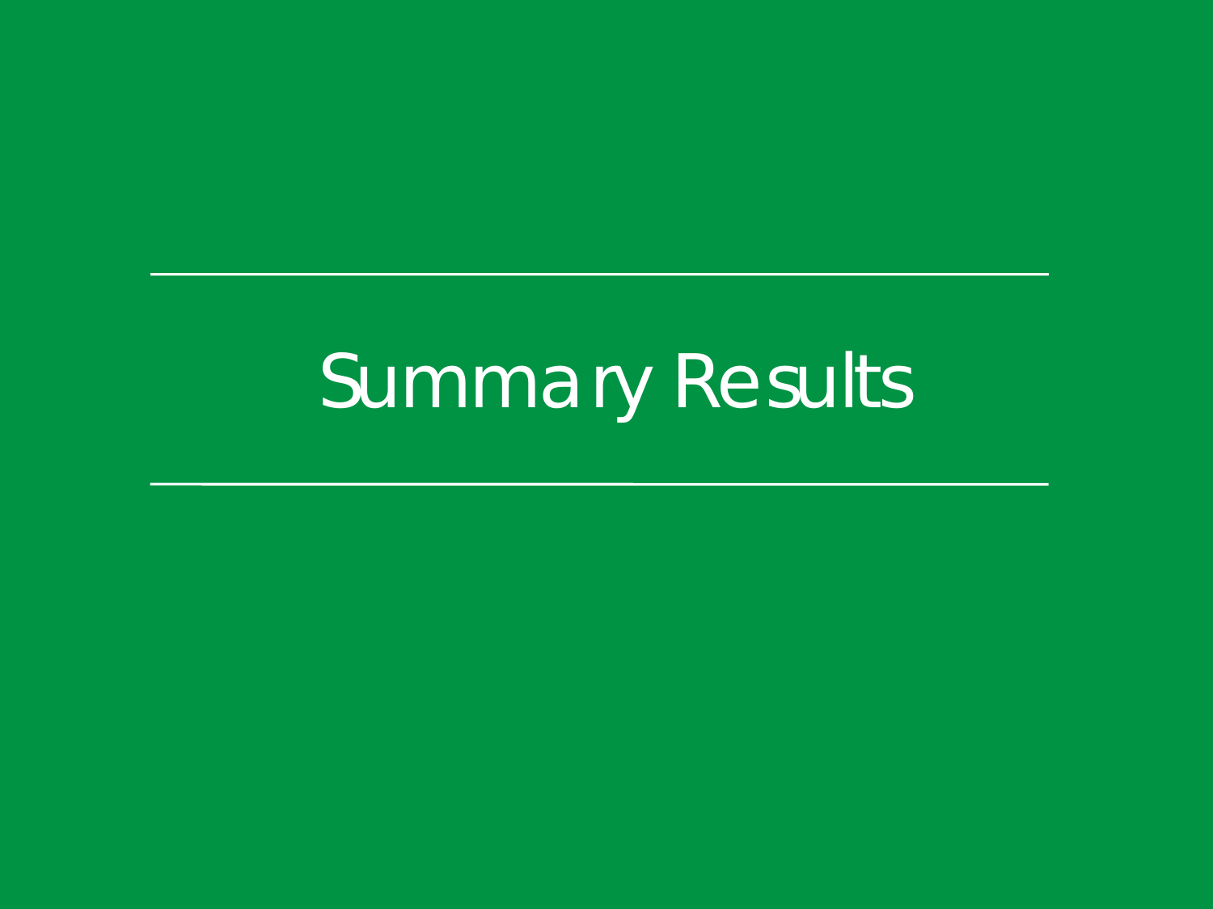# Summary Results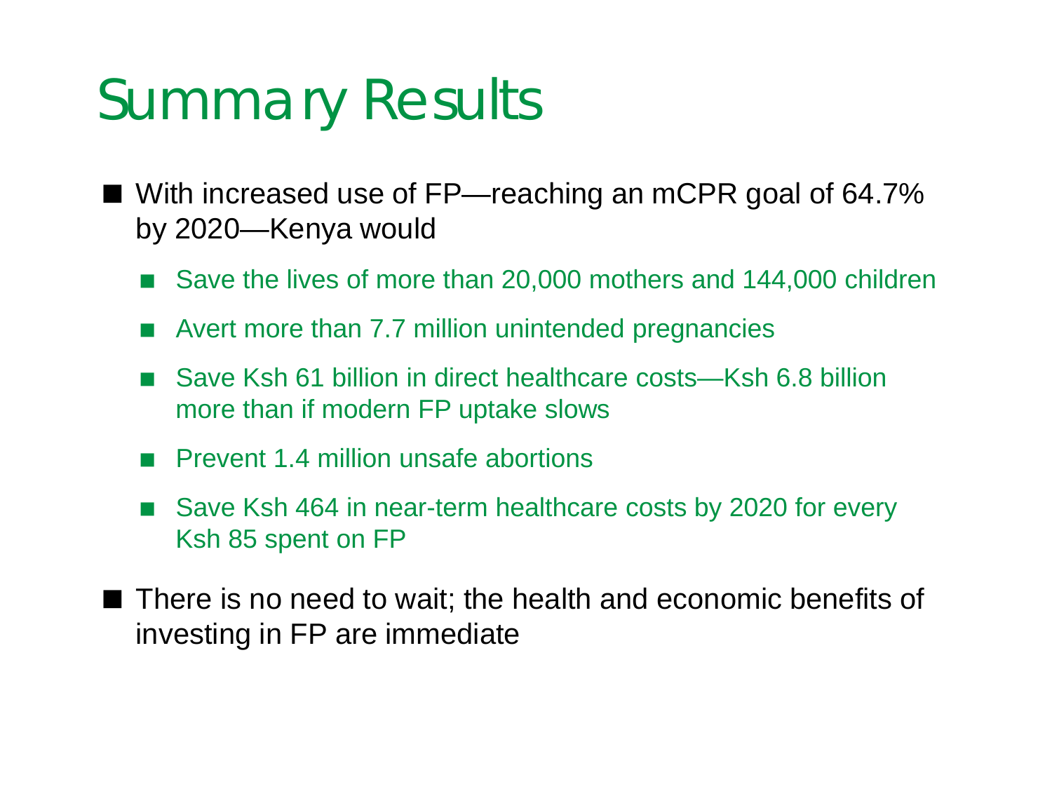# Summary Results

- With increased use of FP—reaching an mCPR goal of 64.7% by 2020—Kenya would
  - Save the lives of more than 20,000 mothers and 144,000 children
  - Avert more than 7.7 million unintended pregnancies
  - Save Ksh 61 billion in direct healthcare costs—Ksh 6.8 billion more than if modern FP uptake slows
  - Prevent 1.4 million unsafe abortions
  - Save Ksh 464 in near-term healthcare costs by 2020 for every Ksh 85 spent on FP
- There is no need to wait; the health and economic benefits of investing in FP are immediate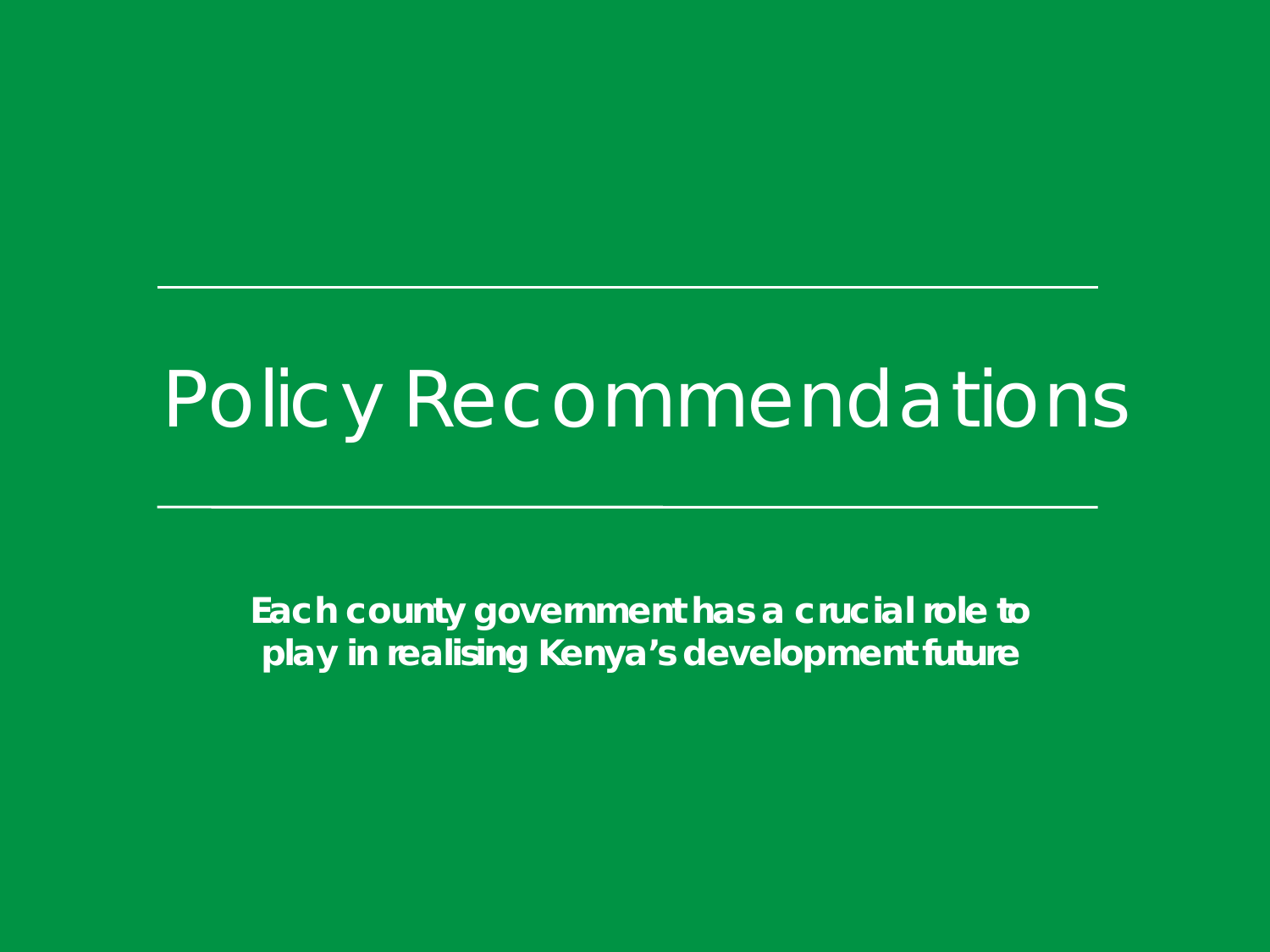# Policy Recommendations

**Each county government has a crucial role to play in realising Kenya's development future**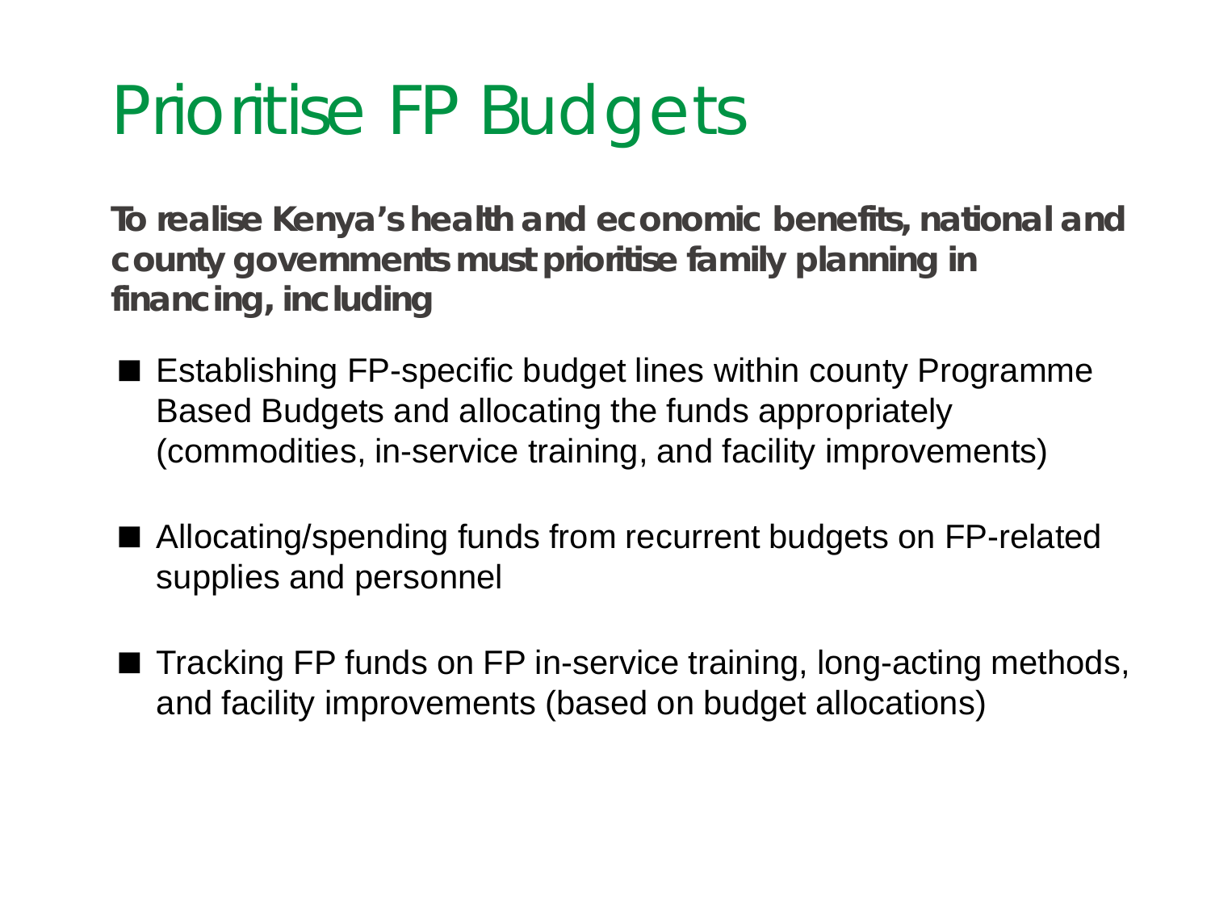# Prioritise FP Budgets

**To realise Kenya's health and economic benefits, national and county governments must prioritise family planning in financing, including**

- Establishing FP-specific budget lines within county Programme Based Budgets and allocating the funds appropriately (commodities, in-service training, and facility improvements)
- Allocating/spending funds from recurrent budgets on FP-related supplies and personnel
- Tracking FP funds on FP in-service training, long-acting methods, and facility improvements (based on budget allocations)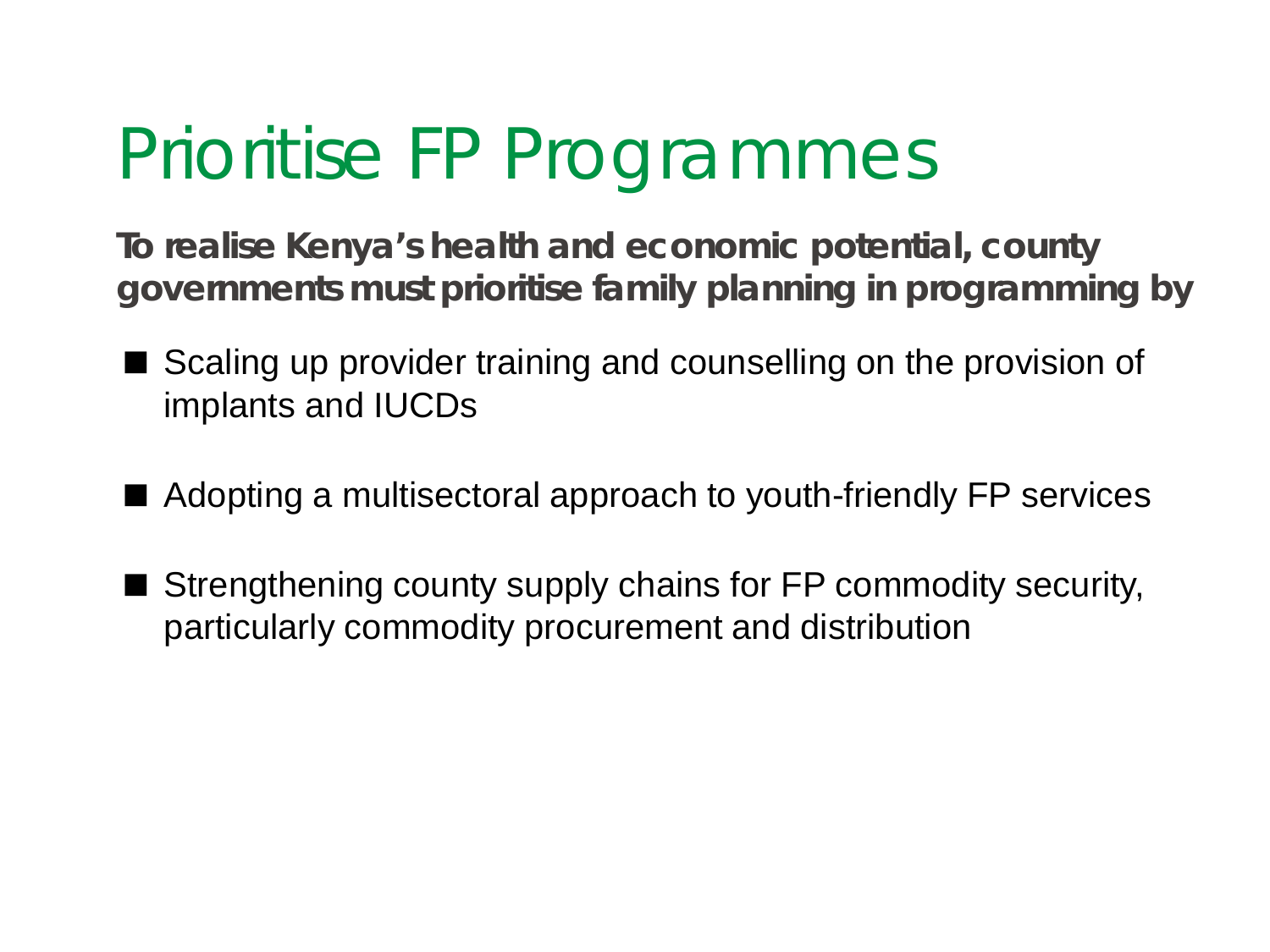# Prioritise FP Programmes

**To realise Kenya's health and economic potential, county governments must prioritise family planning in programming by**

- Scaling up provider training and counselling on the provision of implants and IUCDs
- Adopting a multisectoral approach to youth-friendly FP services
- Strengthening county supply chains for FP commodity security, particularly commodity procurement and distribution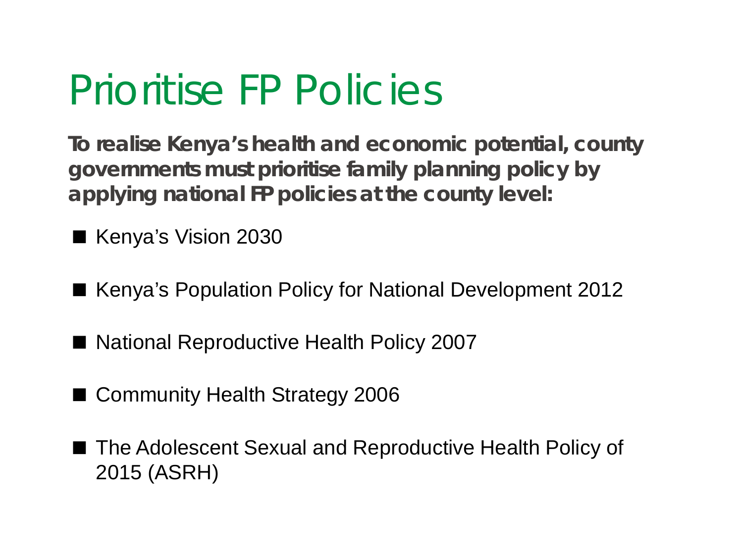# Prioritise FP Policies

**To realise Kenya's health and economic potential, county governments must prioritise family planning policy by applying national FP policies at the county level:**

- Kenya's Vision 2030
- Kenya's Population Policy for National Development 2012
- National Reproductive Health Policy 2007
- Community Health Strategy 2006
- The Adolescent Sexual and Reproductive Health Policy of 2015 (ASRH)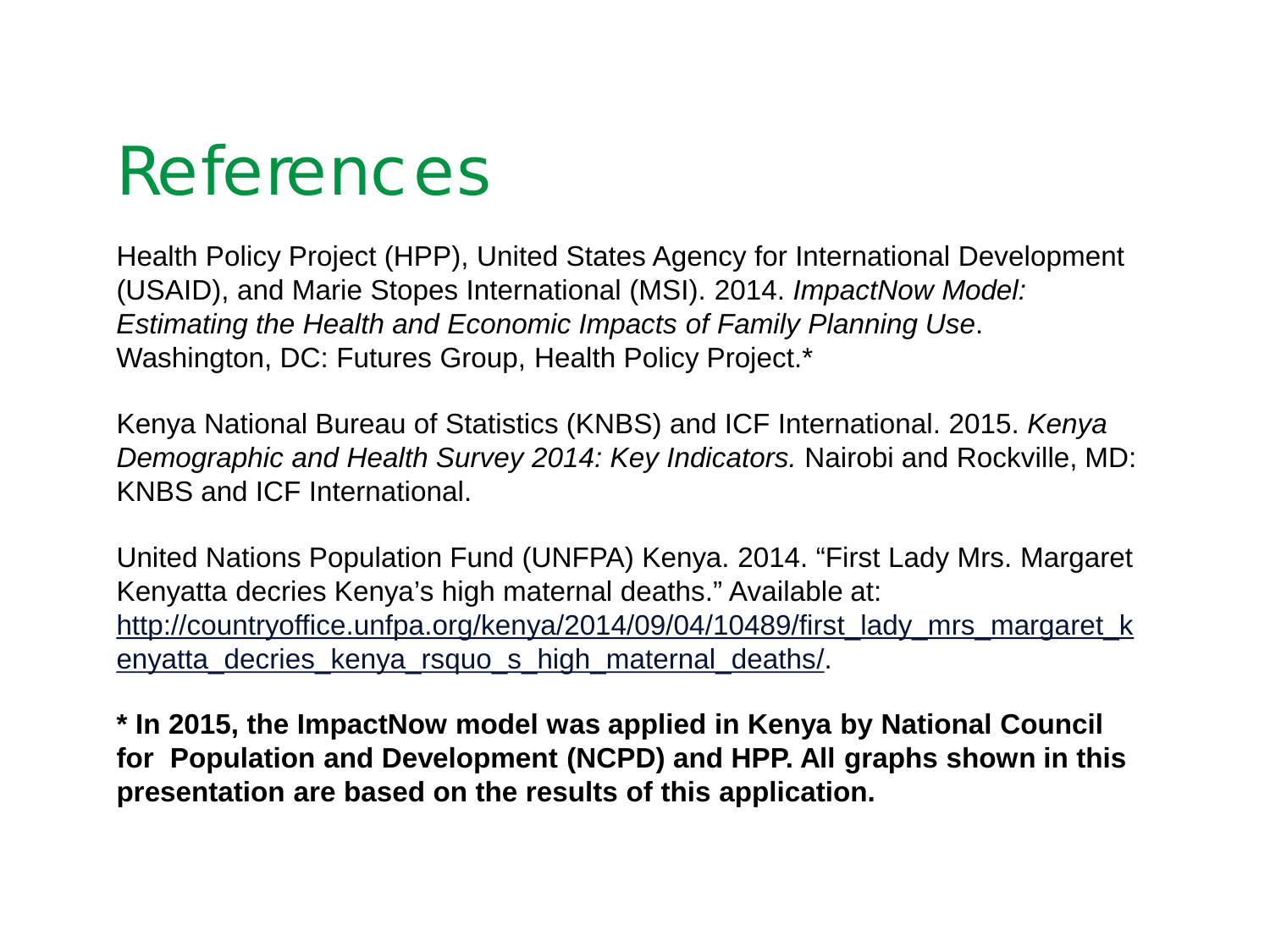# References

Health Policy Project (HPP), United States Agency for International Development (USAID), and Marie Stopes International (MSI). 2014. *ImpactNow Model: Estimating the Health and Economic Impacts of Family Planning Use*. Washington, DC: Futures Group, Health Policy Project.*

Kenya National Bureau of Statistics (KNBS) and ICF International. 2015. *Kenya Demographic and Health Survey 2014: Key Indicators.* Nairobi and Rockville, MD: KNBS and ICF International.

United Nations Population Fund (UNFPA) Kenya. 2014. "First Lady Mrs. Margaret Kenyatta decries Kenya's high maternal deaths." Available at: http://countryoffice.unfpa.org/kenya/2014/09/04/10489/first_lady_mrs_margaret_kenyatta_decries_kenya_rsquo_s_high_maternal_deaths/.

**\* In 2015, the ImpactNow model was applied in Kenya by National Council for Population and Development (NCPD) and HPP. All graphs shown in this presentation are based on the results of this application.**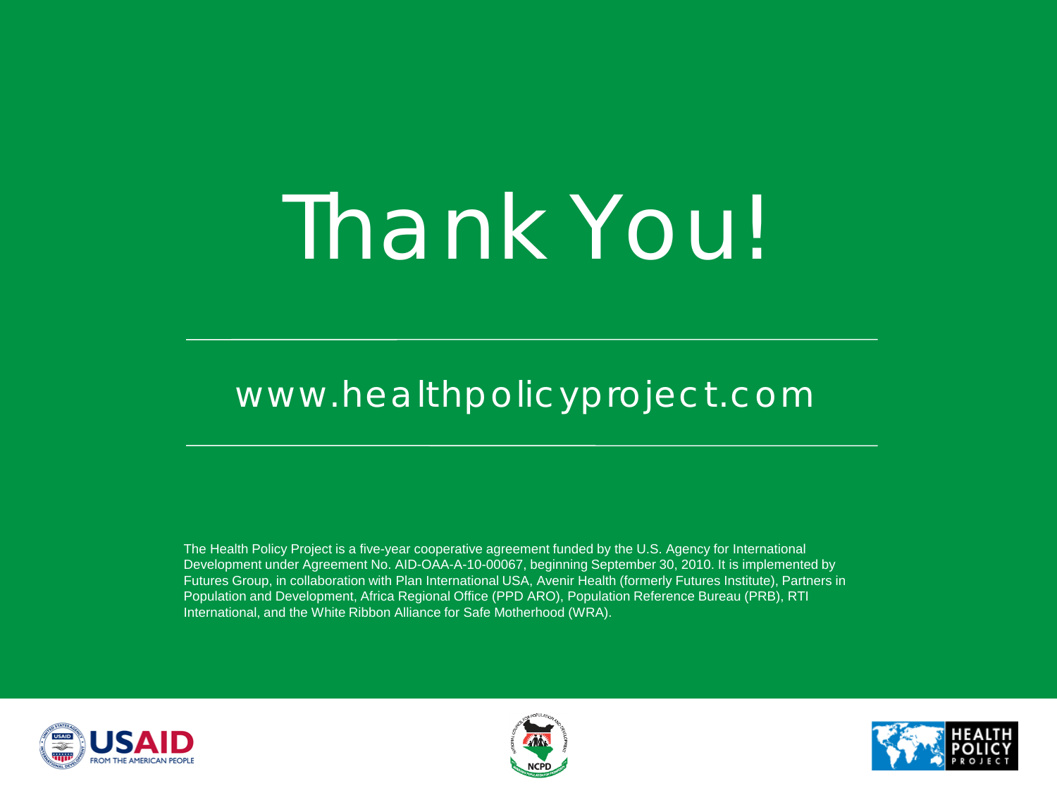# Thank You!

www.healthpolicyproject.com

The Health Policy Project is a five-year cooperative agreement funded by the U.S. Agency for International Development under Agreement No. AID-OAA-A-10-00067, beginning September 30, 2010. It is implemented by Futures Group, in collaboration with Plan International USA, Avenir Health (formerly Futures Institute), Partners in Population and Development, Africa Regional Office (PPD ARO), Population Reference Bureau (PRB), RTI International, and the White Ribbon Alliance for Safe Motherhood (WRA).